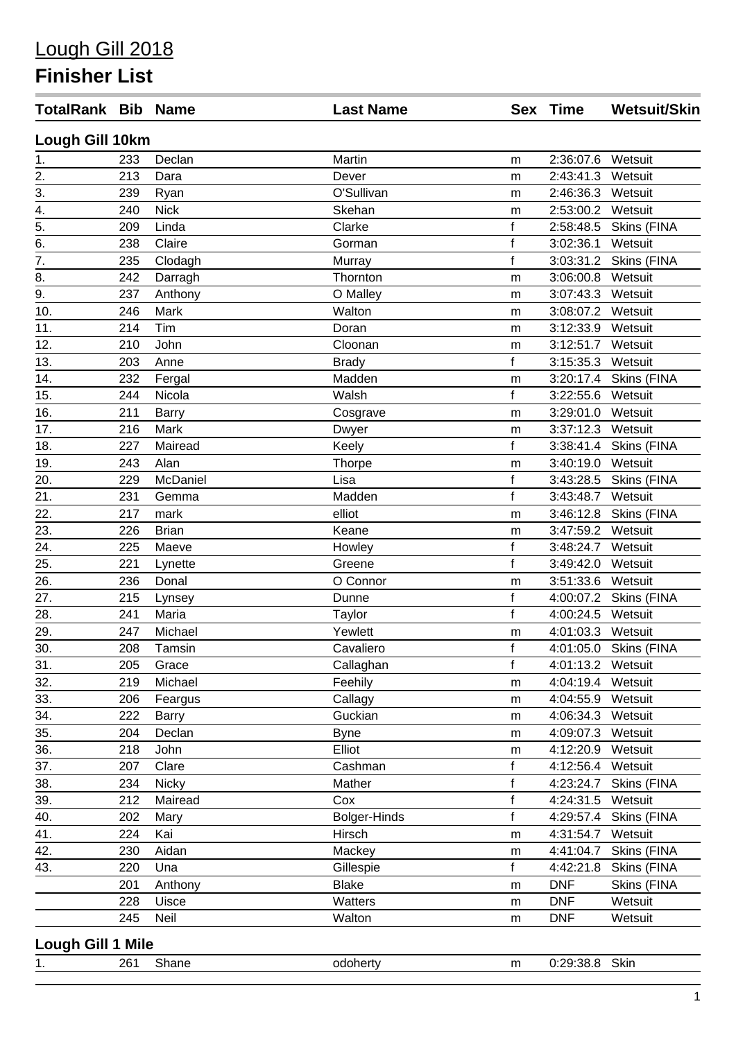# Lough Gill 2018

## Finisher List

| TotalRank | Bib | Name | Last Name | Sex | Time | Wetsuit/Skin |
|---|---|---|---|---|---|---|
| **Lough Gill 10km** | | | | | | |
| 1. | 233 | Declan | Martin | m | 2:36:07.6 | Wetsuit |
| 2. | 213 | Dara | Dever | m | 2:43:41.3 | Wetsuit |
| 3. | 239 | Ryan | O'Sullivan | m | 2:46:36.3 | Wetsuit |
| 4. | 240 | Nick | Skehan | m | 2:53:00.2 | Wetsuit |
| 5. | 209 | Linda | Clarke | f | 2:58:48.5 | Skins (FINA |
| 6. | 238 | Claire | Gorman | f | 3:02:36.1 | Wetsuit |
| 7. | 235 | Clodagh | Murray | f | 3:03:31.2 | Skins (FINA |
| 8. | 242 | Darragh | Thornton | m | 3:06:00.8 | Wetsuit |
| 9. | 237 | Anthony | O Malley | m | 3:07:43.3 | Wetsuit |
| 10. | 246 | Mark | Walton | m | 3:08:07.2 | Wetsuit |
| 11. | 214 | Tim | Doran | m | 3:12:33.9 | Wetsuit |
| 12. | 210 | John | Cloonan | m | 3:12:51.7 | Wetsuit |
| 13. | 203 | Anne | Brady | f | 3:15:35.3 | Wetsuit |
| 14. | 232 | Fergal | Madden | m | 3:20:17.4 | Skins (FINA |
| 15. | 244 | Nicola | Walsh | f | 3:22:55.6 | Wetsuit |
| 16. | 211 | Barry | Cosgrave | m | 3:29:01.0 | Wetsuit |
| 17. | 216 | Mark | Dwyer | m | 3:37:12.3 | Wetsuit |
| 18. | 227 | Mairead | Keely | f | 3:38:41.4 | Skins (FINA |
| 19. | 243 | Alan | Thorpe | m | 3:40:19.0 | Wetsuit |
| 20. | 229 | McDaniel | Lisa | f | 3:43:28.5 | Skins (FINA |
| 21. | 231 | Gemma | Madden | f | 3:43:48.7 | Wetsuit |
| 22. | 217 | mark | elliot | m | 3:46:12.8 | Skins (FINA |
| 23. | 226 | Brian | Keane | m | 3:47:59.2 | Wetsuit |
| 24. | 225 | Maeve | Howley | f | 3:48:24.7 | Wetsuit |
| 25. | 221 | Lynette | Greene | f | 3:49:42.0 | Wetsuit |
| 26. | 236 | Donal | O Connor | m | 3:51:33.6 | Wetsuit |
| 27. | 215 | Lynsey | Dunne | f | 4:00:07.2 | Skins (FINA |
| 28. | 241 | Maria | Taylor | f | 4:00:24.5 | Wetsuit |
| 29. | 247 | Michael | Yewlett | m | 4:01:03.3 | Wetsuit |
| 30. | 208 | Tamsin | Cavaliero | f | 4:01:05.0 | Skins (FINA |
| 31. | 205 | Grace | Callaghan | f | 4:01:13.2 | Wetsuit |
| 32. | 219 | Michael | Feehily | m | 4:04:19.4 | Wetsuit |
| 33. | 206 | Feargus | Callagy | m | 4:04:55.9 | Wetsuit |
| 34. | 222 | Barry | Guckian | m | 4:06:34.3 | Wetsuit |
| 35. | 204 | Declan | Byne | m | 4:09:07.3 | Wetsuit |
| 36. | 218 | John | Elliot | m | 4:12:20.9 | Wetsuit |
| 37. | 207 | Clare | Cashman | f | 4:12:56.4 | Wetsuit |
| 38. | 234 | Nicky | Mather | f | 4:23:24.7 | Skins (FINA |
| 39. | 212 | Mairead | Cox | f | 4:24:31.5 | Wetsuit |
| 40. | 202 | Mary | Bolger-Hinds | f | 4:29:57.4 | Skins (FINA |
| 41. | 224 | Kai | Hirsch | m | 4:31:54.7 | Wetsuit |
| 42. | 230 | Aidan | Mackey | m | 4:41:04.7 | Skins (FINA |
| 43. | 220 | Una | Gillespie | f | 4:42:21.8 | Skins (FINA |
| | 201 | Anthony | Blake | m | DNF | Skins (FINA |
| | 228 | Uisce | Watters | m | DNF | Wetsuit |
| | 245 | Neil | Walton | m | DNF | Wetsuit |
| **Lough Gill 1 Mile** | | | | | | |
| 1. | 261 | Shane | odoherty | m | 0:29:38.8 | Skin |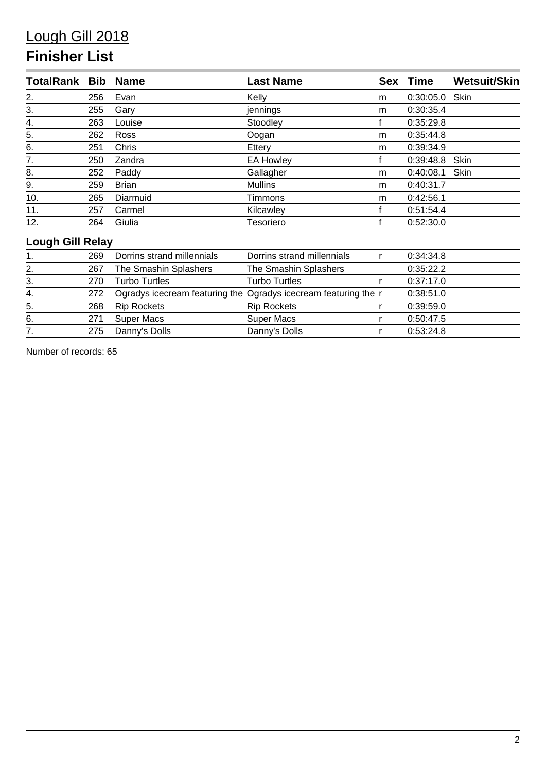## Lough Gill 2018

# Finisher List

| TotalRank | Bib | Name | Last Name | Sex | Time | Wetsuit/Skin |
|---|---|---|---|---|---|---|
| 2. | 256 | Evan | Kelly | m | 0:30:05.0 | Skin |
| 3. | 255 | Gary | jennings | m | 0:30:35.4 | |
| 4. | 263 | Louise | Stoodley | f | 0:35:29.8 | |
| 5. | 262 | Ross | Oogan | m | 0:35:44.8 | |
| 6. | 251 | Chris | Ettery | m | 0:39:34.9 | |
| 7. | 250 | Zandra | EA Howley | f | 0:39:48.8 | Skin |
| 8. | 252 | Paddy | Gallagher | m | 0:40:08.1 | Skin |
| 9. | 259 | Brian | Mullins | m | 0:40:31.7 | |
| 10. | 265 | Diarmuid | Timmons | m | 0:42:56.1 | |
| 11. | 257 | Carmel | Kilcawley | f | 0:51:54.4 | |
| 12. | 264 | Giulia | Tesoriero | f | 0:52:30.0 | |

### Lough Gill Relay

| TotalRank | Bib | Name | Last Name | Sex | Time | Wetsuit/Skin |
|---|---|---|---|---|---|---|
| 1. | 269 | Dorrins strand millennials | Dorrins strand millennials | r | 0:34:34.8 | |
| 2. | 267 | The Smashin Splashers | The Smashin Splashers | | 0:35:22.2 | |
| 3. | 270 | Turbo Turtles | Turbo Turtles | r | 0:37:17.0 | |
| 4. | 272 | Ogradys icecream featuring the | Ogradys icecream featuring the | r | 0:38:51.0 | |
| 5. | 268 | Rip Rockets | Rip Rockets | r | 0:39:59.0 | |
| 6. | 271 | Super Macs | Super Macs | r | 0:50:47.5 | |
| 7. | 275 | Danny's Dolls | Danny's Dolls | r | 0:53:24.8 | |

Number of records: 65